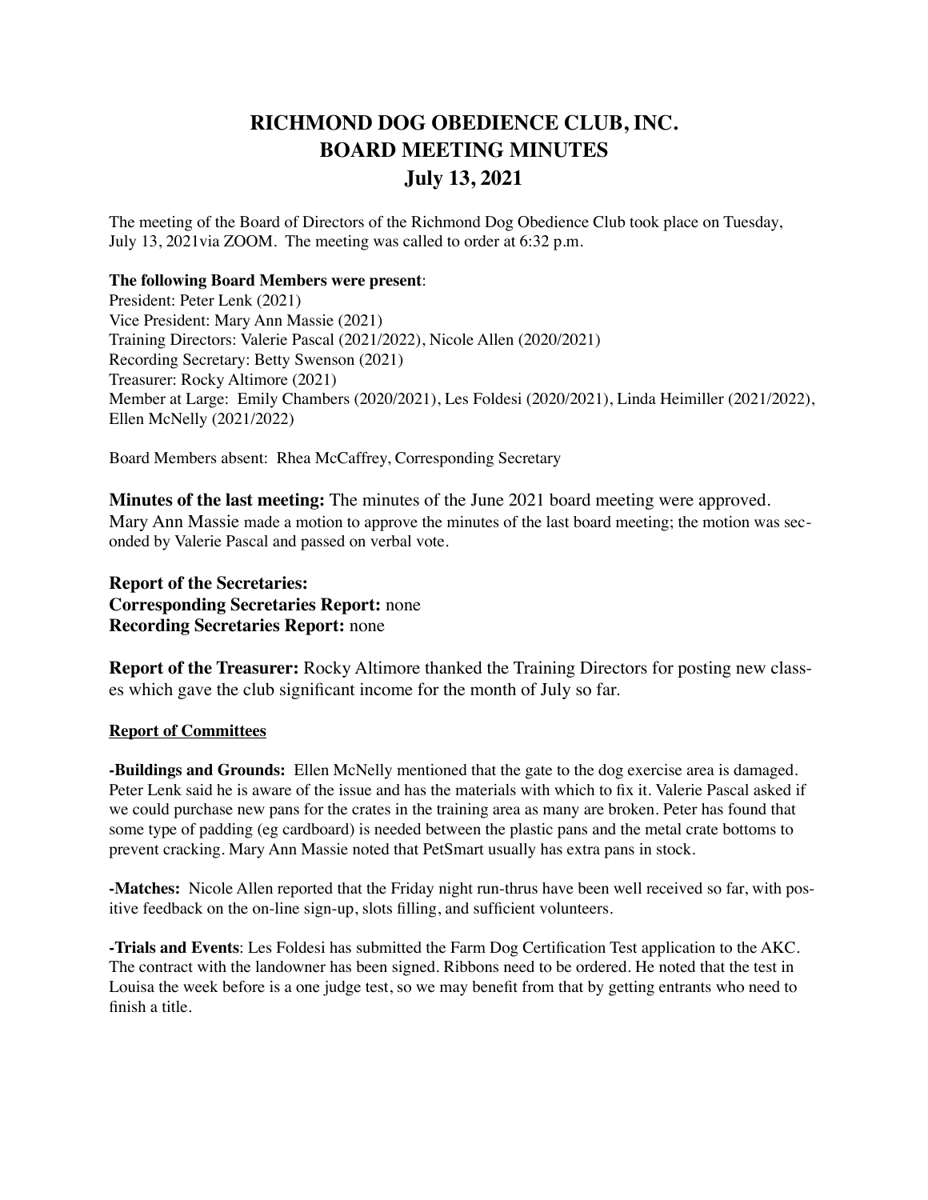# RICHMOND DOG OBEDIENCE CLUB, INC.
# BOARD MEETING MINUTES
# July 13, 2021

The meeting of the Board of Directors of the Richmond Dog Obedience Club took place on Tuesday, July 13, 2021via ZOOM. The meeting was called to order at 6:32 p.m.

**The following Board Members were present**:
President: Peter Lenk (2021)
Vice President: Mary Ann Massie (2021)
Training Directors: Valerie Pascal (2021/2022), Nicole Allen (2020/2021)
Recording Secretary: Betty Swenson (2021)
Treasurer: Rocky Altimore (2021)
Member at Large: Emily Chambers (2020/2021), Les Foldesi (2020/2021), Linda Heimiller (2021/2022), Ellen McNelly (2021/2022)

Board Members absent: Rhea McCaffrey, Corresponding Secretary

**Minutes of the last meeting:** The minutes of the June 2021 board meeting were approved. Mary Ann Massie made a motion to approve the minutes of the last board meeting; the motion was seconded by Valerie Pascal and passed on verbal vote.

**Report of the Secretaries:**
**Corresponding Secretaries Report:** none
**Recording Secretaries Report:** none

**Report of the Treasurer:** Rocky Altimore thanked the Training Directors for posting new classes which gave the club significant income for the month of July so far.

**Report of Committees**

**-Buildings and Grounds:** Ellen McNelly mentioned that the gate to the dog exercise area is damaged. Peter Lenk said he is aware of the issue and has the materials with which to fix it. Valerie Pascal asked if we could purchase new pans for the crates in the training area as many are broken. Peter has found that some type of padding (eg cardboard) is needed between the plastic pans and the metal crate bottoms to prevent cracking. Mary Ann Massie noted that PetSmart usually has extra pans in stock.

**-Matches:** Nicole Allen reported that the Friday night run-thrus have been well received so far, with positive feedback on the on-line sign-up, slots filling, and sufficient volunteers.

**-Trials and Events**: Les Foldesi has submitted the Farm Dog Certification Test application to the AKC. The contract with the landowner has been signed. Ribbons need to be ordered. He noted that the test in Louisa the week before is a one judge test, so we may benefit from that by getting entrants who need to finish a title.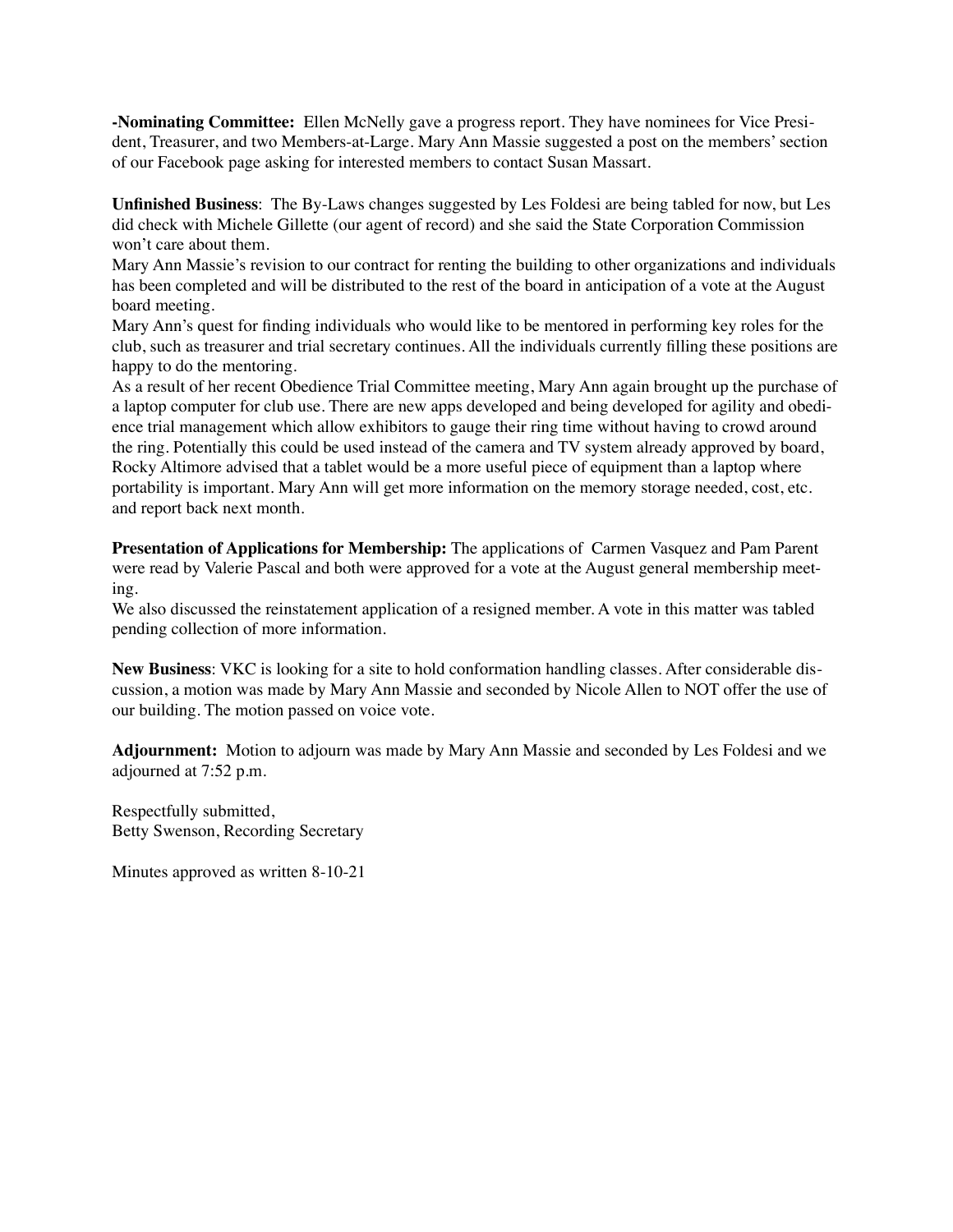**-Nominating Committee:** Ellen McNelly gave a progress report. They have nominees for Vice President, Treasurer, and two Members-at-Large. Mary Ann Massie suggested a post on the members' section of our Facebook page asking for interested members to contact Susan Massart.

**Unfinished Business**: The By-Laws changes suggested by Les Foldesi are being tabled for now, but Les did check with Michele Gillette (our agent of record) and she said the State Corporation Commission won't care about them.

Mary Ann Massie's revision to our contract for renting the building to other organizations and individuals has been completed and will be distributed to the rest of the board in anticipation of a vote at the August board meeting.

Mary Ann's quest for finding individuals who would like to be mentored in performing key roles for the club, such as treasurer and trial secretary continues. All the individuals currently filling these positions are happy to do the mentoring.

As a result of her recent Obedience Trial Committee meeting, Mary Ann again brought up the purchase of a laptop computer for club use. There are new apps developed and being developed for agility and obedience trial management which allow exhibitors to gauge their ring time without having to crowd around the ring. Potentially this could be used instead of the camera and TV system already approved by board, Rocky Altimore advised that a tablet would be a more useful piece of equipment than a laptop where portability is important. Mary Ann will get more information on the memory storage needed, cost, etc. and report back next month.

**Presentation of Applications for Membership:** The applications of Carmen Vasquez and Pam Parent were read by Valerie Pascal and both were approved for a vote at the August general membership meeting.

We also discussed the reinstatement application of a resigned member. A vote in this matter was tabled pending collection of more information.

**New Business**: VKC is looking for a site to hold conformation handling classes. After considerable discussion, a motion was made by Mary Ann Massie and seconded by Nicole Allen to NOT offer the use of our building. The motion passed on voice vote.

**Adjournment:** Motion to adjourn was made by Mary Ann Massie and seconded by Les Foldesi and we adjourned at 7:52 p.m.

Respectfully submitted,
Betty Swenson, Recording Secretary

Minutes approved as written 8-10-21